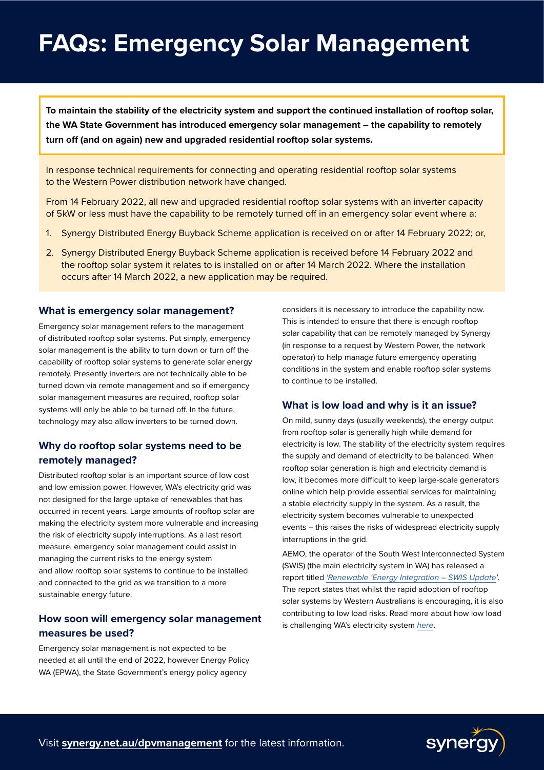# FAQs: Emergency Solar Management

**To maintain the stability of the electricity system and support the continued installation of rooftop solar, the WA State Government has introduced emergency solar management – the capability to remotely turn off (and on again) new and upgraded residential rooftop solar systems.**

In response technical requirements for connecting and operating residential rooftop solar systems to the Western Power distribution network have changed.

From 14 February 2022, all new and upgraded residential rooftop solar systems with an inverter capacity of 5kW or less must have the capability to be remotely turned off in an emergency solar event where a:

1. Synergy Distributed Energy Buyback Scheme application is received on or after 14 February 2022; or,
2. Synergy Distributed Energy Buyback Scheme application is received before 14 February 2022 and the rooftop solar system it relates to is installed on or after 14 March 2022. Where the installation occurs after 14 March 2022, a new application may be required.

## What is emergency solar management?

Emergency solar management refers to the management of distributed rooftop solar systems. Put simply, emergency solar management is the ability to turn down or turn off the capability of rooftop solar systems to generate solar energy remotely. Presently inverters are not technically able to be turned down via remote management and so if emergency solar management measures are required, rooftop solar systems will only be able to be turned off. In the future, technology may also allow inverters to be turned down.

## Why do rooftop solar systems need to be remotely managed?

Distributed rooftop solar is an important source of low cost and low emission power. However, WA's electricity grid was not designed for the large uptake of renewables that has occurred in recent years. Large amounts of rooftop solar are making the electricity system more vulnerable and increasing the risk of electricity supply interruptions. As a last resort measure, emergency solar management could assist in managing the current risks to the energy system and allow rooftop solar systems to continue to be installed and connected to the grid as we transition to a more sustainable energy future.

## How soon will emergency solar management measures be used?

Emergency solar management is not expected to be needed at all until the end of 2022, however Energy Policy WA (EPWA), the State Government's energy policy agency considers it is necessary to introduce the capability now. This is intended to ensure that there is enough rooftop solar capability that can be remotely managed by Synergy (in response to a request by Western Power, the network operator) to help manage future emergency operating conditions in the system and enable rooftop solar systems to continue to be installed.

## What is low load and why is it an issue?

On mild, sunny days (usually weekends), the energy output from rooftop solar is generally high while demand for electricity is low. The stability of the electricity system requires the supply and demand of electricity to be balanced. When rooftop solar generation is high and electricity demand is low, it becomes more difficult to keep large-scale generators online which help provide essential services for maintaining a stable electricity supply in the system. As a result, the electricity system becomes vulnerable to unexpected events – this raises the risks of widespread electricity supply interruptions in the grid.

AEMO, the operator of the South West Interconnected System (SWIS) (the main electricity system in WA) has released a report titled *'Renewable 'Energy Integration – SWIS Update'*. The report states that whilst the rapid adoption of rooftop solar systems by Western Australians is encouraging, it is also contributing to low load risks. Read more about how low load is challenging WA's electricity system *here*.

Visit **synergy.net.au/dpvmanagement** for the latest information.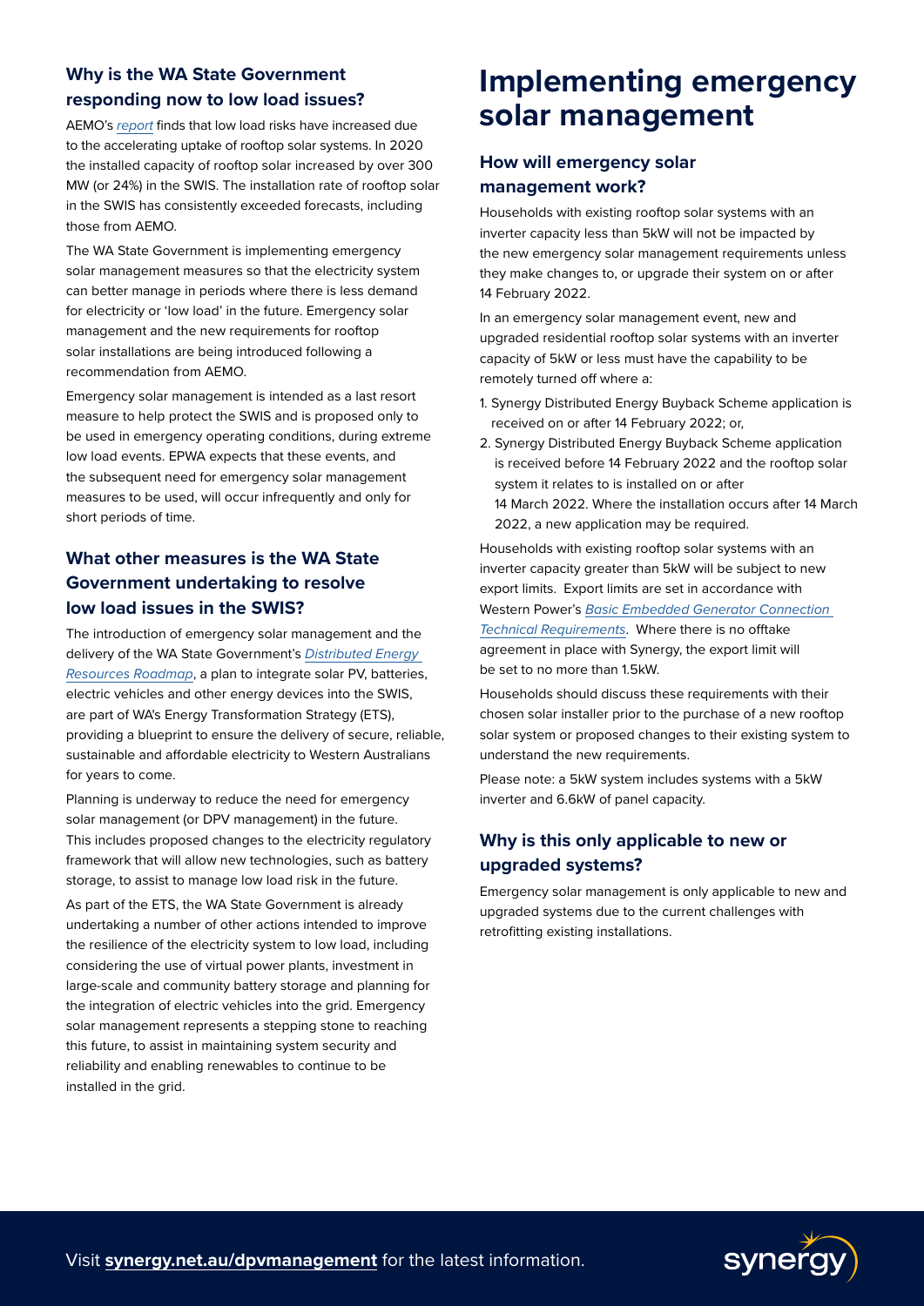### Why is the WA State Government responding now to low load issues?

AEMO's *report* finds that low load risks have increased due to the accelerating uptake of rooftop solar systems. In 2020 the installed capacity of rooftop solar increased by over 300 MW (or 24%) in the SWIS. The installation rate of rooftop solar in the SWIS has consistently exceeded forecasts, including those from AEMO.

The WA State Government is implementing emergency solar management measures so that the electricity system can better manage in periods where there is less demand for electricity or 'low load' in the future. Emergency solar management and the new requirements for rooftop solar installations are being introduced following a recommendation from AEMO.

Emergency solar management is intended as a last resort measure to help protect the SWIS and is proposed only to be used in emergency operating conditions, during extreme low load events. EPWA expects that these events, and the subsequent need for emergency solar management measures to be used, will occur infrequently and only for short periods of time.

### What other measures is the WA State Government undertaking to resolve low load issues in the SWIS?

The introduction of emergency solar management and the delivery of the WA State Government's *Distributed Energy Resources Roadmap*, a plan to integrate solar PV, batteries, electric vehicles and other energy devices into the SWIS, are part of WA's Energy Transformation Strategy (ETS), providing a blueprint to ensure the delivery of secure, reliable, sustainable and affordable electricity to Western Australians for years to come.

Planning is underway to reduce the need for emergency solar management (or DPV management) in the future. This includes proposed changes to the electricity regulatory framework that will allow new technologies, such as battery storage, to assist to manage low load risk in the future.

As part of the ETS, the WA State Government is already undertaking a number of other actions intended to improve the resilience of the electricity system to low load, including considering the use of virtual power plants, investment in large-scale and community battery storage and planning for the integration of electric vehicles into the grid. Emergency solar management represents a stepping stone to reaching this future, to assist in maintaining system security and reliability and enabling renewables to continue to be installed in the grid.

# Implementing emergency solar management

### How will emergency solar management work?

Households with existing rooftop solar systems with an inverter capacity less than 5kW will not be impacted by the new emergency solar management requirements unless they make changes to, or upgrade their system on or after 14 February 2022.

In an emergency solar management event, new and upgraded residential rooftop solar systems with an inverter capacity of 5kW or less must have the capability to be remotely turned off where a:

1. Synergy Distributed Energy Buyback Scheme application is received on or after 14 February 2022; or,
2. Synergy Distributed Energy Buyback Scheme application is received before 14 February 2022 and the rooftop solar system it relates to is installed on or after 14 March 2022. Where the installation occurs after 14 March 2022, a new application may be required.

Households with existing rooftop solar systems with an inverter capacity greater than 5kW will be subject to new export limits. Export limits are set in accordance with Western Power's *Basic Embedded Generator Connection Technical Requirements*. Where there is no offtake agreement in place with Synergy, the export limit will be set to no more than 1.5kW.

Households should discuss these requirements with their chosen solar installer prior to the purchase of a new rooftop solar system or proposed changes to their existing system to understand the new requirements.

Please note: a 5kW system includes systems with a 5kW inverter and 6.6kW of panel capacity.

### Why is this only applicable to new or upgraded systems?

Emergency solar management is only applicable to new and upgraded systems due to the current challenges with retrofitting existing installations.

Visit **synergy.net.au/dpvmanagement** for the latest information.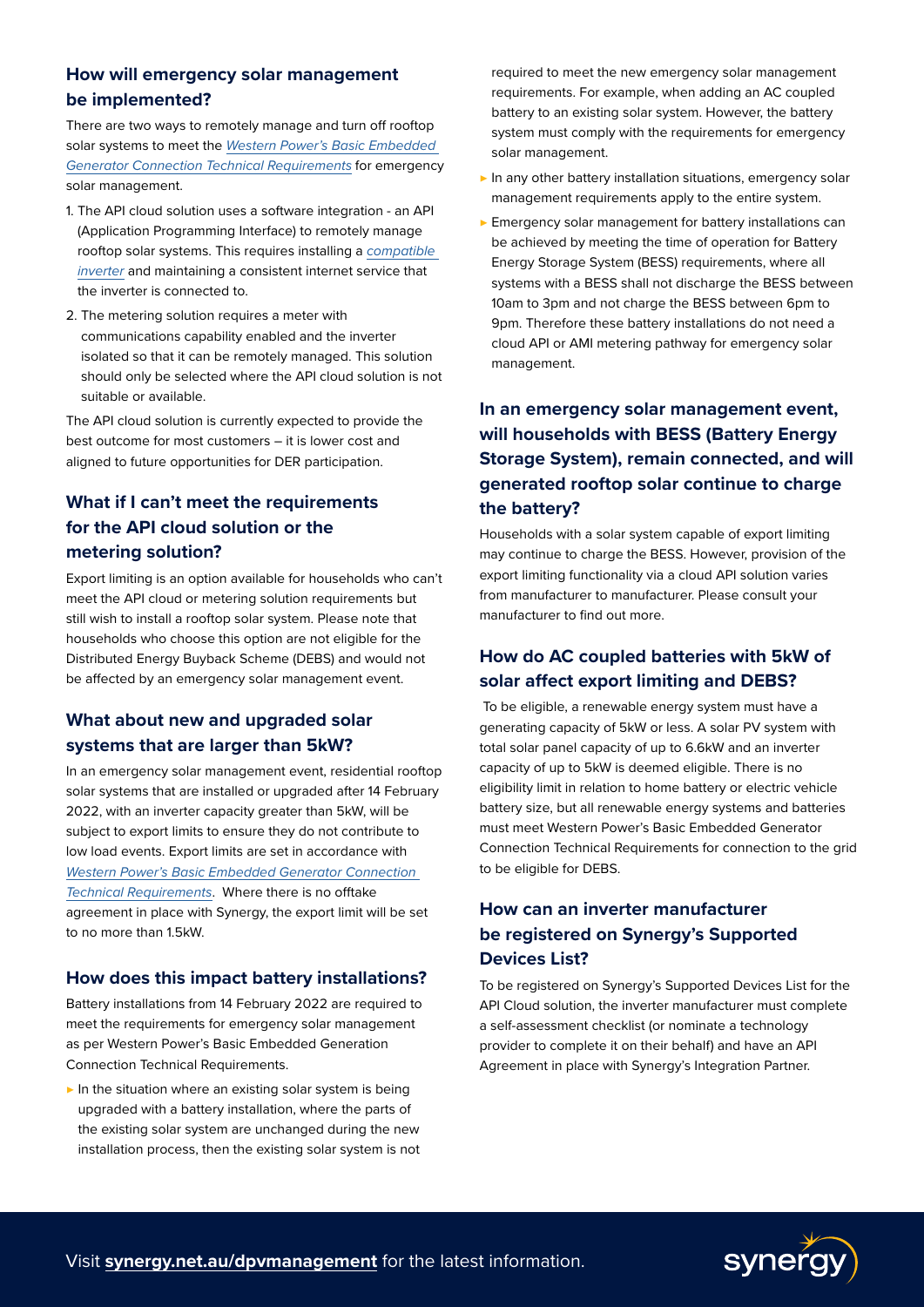## How will emergency solar management be implemented?

There are two ways to remotely manage and turn off rooftop solar systems to meet the *Western Power's Basic Embedded Generator Connection Technical Requirements* for emergency solar management.

1. The API cloud solution uses a software integration - an API (Application Programming Interface) to remotely manage rooftop solar systems. This requires installing a *compatible inverter* and maintaining a consistent internet service that the inverter is connected to.
2. The metering solution requires a meter with communications capability enabled and the inverter isolated so that it can be remotely managed. This solution should only be selected where the API cloud solution is not suitable or available.

The API cloud solution is currently expected to provide the best outcome for most customers – it is lower cost and aligned to future opportunities for DER participation.

## What if I can't meet the requirements for the API cloud solution or the metering solution?

Export limiting is an option available for households who can't meet the API cloud or metering solution requirements but still wish to install a rooftop solar system. Please note that households who choose this option are not eligible for the Distributed Energy Buyback Scheme (DEBS) and would not be affected by an emergency solar management event.

## What about new and upgraded solar systems that are larger than 5kW?

In an emergency solar management event, residential rooftop solar systems that are installed or upgraded after 14 February 2022, with an inverter capacity greater than 5kW, will be subject to export limits to ensure they do not contribute to low load events. Export limits are set in accordance with *Western Power's Basic Embedded Generator Connection Technical Requirements*. Where there is no offtake agreement in place with Synergy, the export limit will be set to no more than 1.5kW.

## How does this impact battery installations?

Battery installations from 14 February 2022 are required to meet the requirements for emergency solar management as per Western Power's Basic Embedded Generation Connection Technical Requirements.

- In the situation where an existing solar system is being upgraded with a battery installation, where the parts of the existing solar system are unchanged during the new installation process, then the existing solar system is not required to meet the new emergency solar management requirements. For example, when adding an AC coupled battery to an existing solar system. However, the battery system must comply with the requirements for emergency solar management.
- In any other battery installation situations, emergency solar management requirements apply to the entire system.
- Emergency solar management for battery installations can be achieved by meeting the time of operation for Battery Energy Storage System (BESS) requirements, where all systems with a BESS shall not discharge the BESS between 10am to 3pm and not charge the BESS between 6pm to 9pm. Therefore these battery installations do not need a cloud API or AMI metering pathway for emergency solar management.

## In an emergency solar management event, will households with BESS (Battery Energy Storage System), remain connected, and will generated rooftop solar continue to charge the battery?

Households with a solar system capable of export limiting may continue to charge the BESS. However, provision of the export limiting functionality via a cloud API solution varies from manufacturer to manufacturer. Please consult your manufacturer to find out more.

## How do AC coupled batteries with 5kW of solar affect export limiting and DEBS?

To be eligible, a renewable energy system must have a generating capacity of 5kW or less. A solar PV system with total solar panel capacity of up to 6.6kW and an inverter capacity of up to 5kW is deemed eligible. There is no eligibility limit in relation to home battery or electric vehicle battery size, but all renewable energy systems and batteries must meet Western Power's Basic Embedded Generator Connection Technical Requirements for connection to the grid to be eligible for DEBS.

## How can an inverter manufacturer be registered on Synergy's Supported Devices List?

To be registered on Synergy's Supported Devices List for the API Cloud solution, the inverter manufacturer must complete a self-assessment checklist (or nominate a technology provider to complete it on their behalf) and have an API Agreement in place with Synergy's Integration Partner.

Visit **synergy.net.au/dpvmanagement** for the latest information.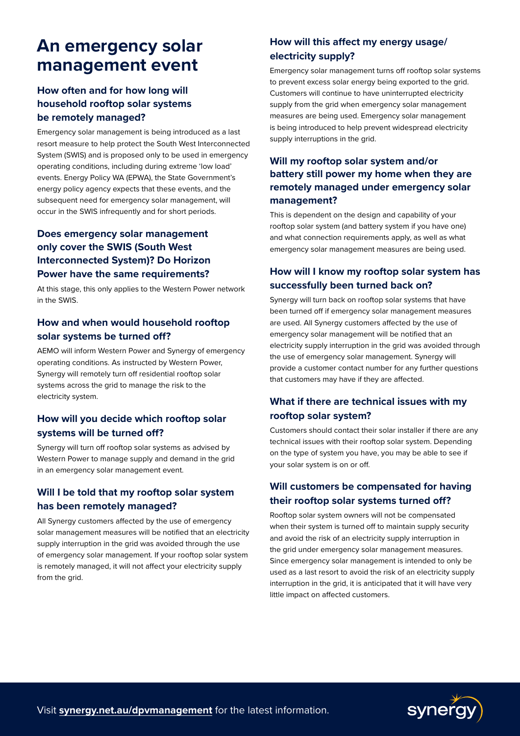# An emergency solar management event

## How often and for how long will household rooftop solar systems be remotely managed?

Emergency solar management is being introduced as a last resort measure to help protect the South West Interconnected System (SWIS) and is proposed only to be used in emergency operating conditions, including during extreme 'low load' events. Energy Policy WA (EPWA), the State Government's energy policy agency expects that these events, and the subsequent need for emergency solar management, will occur in the SWIS infrequently and for short periods.

## Does emergency solar management only cover the SWIS (South West Interconnected System)? Do Horizon Power have the same requirements?

At this stage, this only applies to the Western Power network in the SWIS.

## How and when would household rooftop solar systems be turned off?

AEMO will inform Western Power and Synergy of emergency operating conditions. As instructed by Western Power, Synergy will remotely turn off residential rooftop solar systems across the grid to manage the risk to the electricity system.

## How will you decide which rooftop solar systems will be turned off?

Synergy will turn off rooftop solar systems as advised by Western Power to manage supply and demand in the grid in an emergency solar management event.

## Will I be told that my rooftop solar system has been remotely managed?

All Synergy customers affected by the use of emergency solar management measures will be notified that an electricity supply interruption in the grid was avoided through the use of emergency solar management. If your rooftop solar system is remotely managed, it will not affect your electricity supply from the grid.

## How will this affect my energy usage/electricity supply?

Emergency solar management turns off rooftop solar systems to prevent excess solar energy being exported to the grid. Customers will continue to have uninterrupted electricity supply from the grid when emergency solar management measures are being used. Emergency solar management is being introduced to help prevent widespread electricity supply interruptions in the grid.

## Will my rooftop solar system and/or battery still power my home when they are remotely managed under emergency solar management?

This is dependent on the design and capability of your rooftop solar system (and battery system if you have one) and what connection requirements apply, as well as what emergency solar management measures are being used.

## How will I know my rooftop solar system has successfully been turned back on?

Synergy will turn back on rooftop solar systems that have been turned off if emergency solar management measures are used. All Synergy customers affected by the use of emergency solar management will be notified that an electricity supply interruption in the grid was avoided through the use of emergency solar management. Synergy will provide a customer contact number for any further questions that customers may have if they are affected.

## What if there are technical issues with my rooftop solar system?

Customers should contact their solar installer if there are any technical issues with their rooftop solar system. Depending on the type of system you have, you may be able to see if your solar system is on or off.

## Will customers be compensated for having their rooftop solar systems turned off?

Rooftop solar system owners will not be compensated when their system is turned off to maintain supply security and avoid the risk of an electricity supply interruption in the grid under emergency solar management measures. Since emergency solar management is intended to only be used as a last resort to avoid the risk of an electricity supply interruption in the grid, it is anticipated that it will have very little impact on affected customers.

Visit **synergy.net.au/dpvmanagement** for the latest information.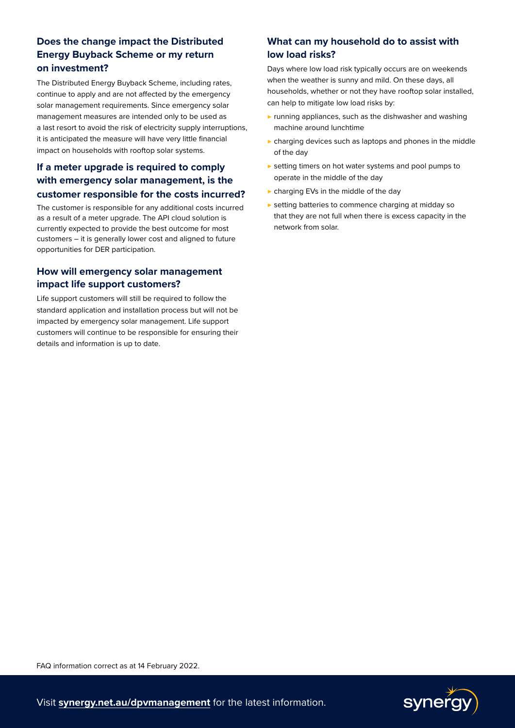### Does the change impact the Distributed Energy Buyback Scheme or my return on investment?

The Distributed Energy Buyback Scheme, including rates, continue to apply and are not affected by the emergency solar management requirements. Since emergency solar management measures are intended only to be used as a last resort to avoid the risk of electricity supply interruptions, it is anticipated the measure will have very little financial impact on households with rooftop solar systems.

### If a meter upgrade is required to comply with emergency solar management, is the customer responsible for the costs incurred?

The customer is responsible for any additional costs incurred as a result of a meter upgrade. The API cloud solution is currently expected to provide the best outcome for most customers – it is generally lower cost and aligned to future opportunities for DER participation.

### How will emergency solar management impact life support customers?

Life support customers will still be required to follow the standard application and installation process but will not be impacted by emergency solar management. Life support customers will continue to be responsible for ensuring their details and information is up to date.

### What can my household do to assist with low load risks?

Days where low load risk typically occurs are on weekends when the weather is sunny and mild. On these days, all households, whether or not they have rooftop solar installed, can help to mitigate low load risks by:

- running appliances, such as the dishwasher and washing machine around lunchtime
- charging devices such as laptops and phones in the middle of the day
- setting timers on hot water systems and pool pumps to operate in the middle of the day
- charging EVs in the middle of the day
- setting batteries to commence charging at midday so that they are not full when there is excess capacity in the network from solar.

FAQ information correct as at 14 February 2022.

Visit **synergy.net.au/dpvmanagement** for the latest information.

synergy